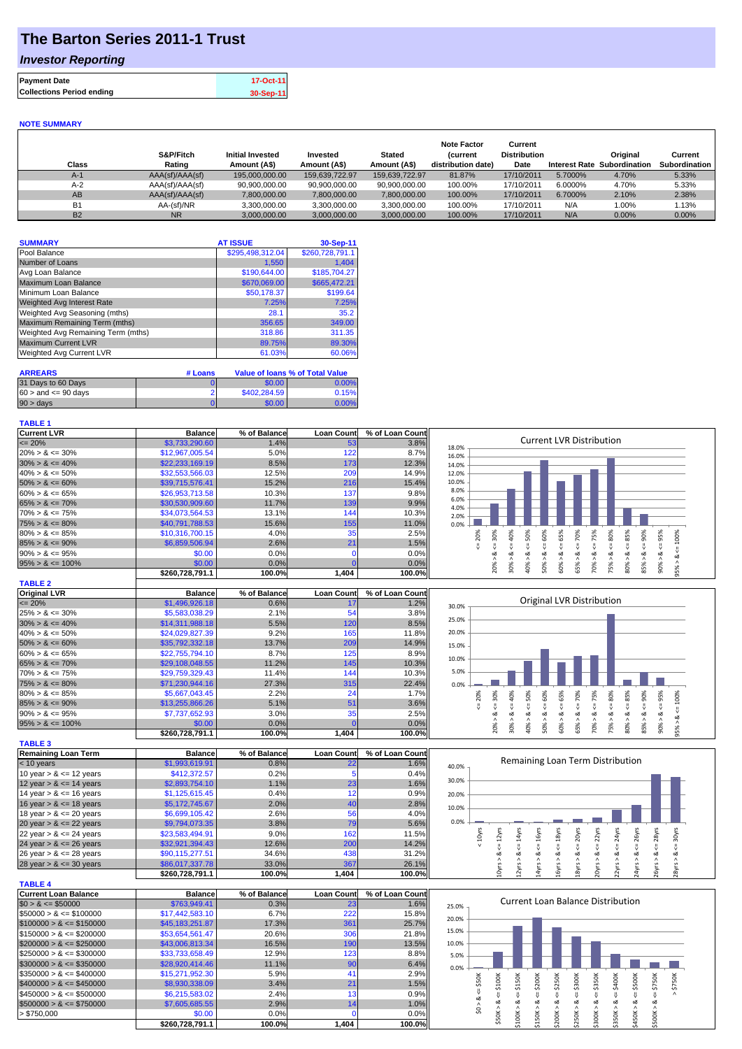# The Barton Series 2011-1 Trust

## *Investor Reporting*

| | |
|---|---|
| **Payment Date** | 17-Oct-11 |
| **Collections Period ending** | 30-Sep-11 |

### NOTE SUMMARY

| Class | S&P/Fitch Rating | Initial Invested Amount (A$) | Invested Amount (A$) | Stated Amount (A$) | Note Factor (current distribution date) | Current Distribution Date | Interest Rate | Original Subordination | Current Subordination |
|---|---|---|---|---|---|---|---|---|---|
| A-1 | AAA(sf)/AAA(sf) | 195,000,000.00 | 159,639,722.97 | 159,639,722.97 | 81.87% | 17/10/2011 | 5.7000% | 4.70% | 5.33% |
| A-2 | AAA(sf)/AAA(sf) | 90,900,000.00 | 90,900,000.00 | 90,900,000.00 | 100.00% | 17/10/2011 | 6.0000% | 4.70% | 5.33% |
| AB | AAA(sf)/AAA(sf) | 7,800,000.00 | 7,800,000.00 | 7,800,000.00 | 100.00% | 17/10/2011 | 6.7000% | 2.10% | 2.38% |
| B1 | AA-(sf)/NR | 3,300,000.00 | 3,300,000.00 | 3,300,000.00 | 100.00% | 17/10/2011 | N/A | 1.00% | 1.13% |
| B2 | NR | 3,000,000.00 | 3,000,000.00 | 3,000,000.00 | 100.00% | 17/10/2011 | N/A | 0.00% | 0.00% |

| SUMMARY | AT ISSUE | 30-Sep-11 |
|---|---|---|
| Pool Balance | $295,498,312.04 | $260,728,791.1 |
| Number of Loans | 1,550 | 1,404 |
| Avg Loan Balance | $190,644.00 | $185,704.27 |
| Maximum Loan Balance | $670,069.00 | $665,472.21 |
| Minimum Loan Balance | $50,178.37 | $199.64 |
| Weighted Avg Interest Rate | 7.25% | 7.25% |
| Weighted Avg Seasoning (mths) | 28.1 | 35.2 |
| Maximum Remaining Term (mths) | 356.65 | 349.00 |
| Weighted Avg Remaining Term (mths) | 318.86 | 311.35 |
| Maximum Current LVR | 89.75% | 89.30% |
| Weighted Avg Current LVR | 61.03% | 60.06% |

| ARREARS | # Loans | Value of loans | % of Total Value |
|---|---|---|---|
| 31 Days to 60 Days | 0 | $0.00 | 0.00% |
| 60 > and <= 90 days | 2 | $402,284.59 | 0.15% |
| 90 > days | 0 | $0.00 | 0.00% |

**TABLE 1**

| Current LVR | Balance | % of Balance | Loan Count | % of Loan Count |
|---|---|---|---|---|
| <= 20% | $3,733,290.60 | 1.4% | 53 | 3.8% |
| 20% > & <= 30% | $12,967,005.54 | 5.0% | 122 | 8.7% |
| 30% > & <= 40% | $22,233,169.19 | 8.5% | 173 | 12.3% |
| 40% > & <= 50% | $32,553,566.03 | 12.5% | 209 | 14.9% |
| 50% > & <= 60% | $39,715,576.41 | 15.2% | 216 | 15.4% |
| 60% > & <= 65% | $26,953,713.58 | 10.3% | 137 | 9.8% |
| 65% > & <= 70% | $30,530,909.60 | 11.7% | 139 | 9.9% |
| 70% > & <= 75% | $34,073,564.53 | 13.1% | 144 | 10.3% |
| 75% > & <= 80% | $40,791,788.53 | 15.6% | 155 | 11.0% |
| 80% > & <= 85% | $10,316,700.15 | 4.0% | 35 | 2.5% |
| 85% > & <= 90% | $6,859,506.94 | 2.6% | 21 | 1.5% |
| 90% > & <= 95% | $0.00 | 0.0% | 0 | 0.0% |
| 95% > & <= 100% | $0.00 | 0.0% | 0 | 0.0% |
| | $260,728,791.1 | 100.0% | 1,404 | 100.0% |

**TABLE 2**

| Original LVR | Balance | % of Balance | Loan Count | % of Loan Count |
|---|---|---|---|---|
| <= 20% | $1,496,926.18 | 0.6% | 17 | 1.2% |
| 25% > & <= 30% | $5,583,038.29 | 2.1% | 54 | 3.8% |
| 30% > & <= 40% | $14,311,988.18 | 5.5% | 120 | 8.5% |
| 40% > & <= 50% | $24,029,827.39 | 9.2% | 165 | 11.8% |
| 50% > & <= 60% | $35,792,332.18 | 13.7% | 209 | 14.9% |
| 60% > & <= 65% | $22,755,794.10 | 8.7% | 125 | 8.9% |
| 65% > & <= 70% | $29,108,048.55 | 11.2% | 145 | 10.3% |
| 70% > & <= 75% | $29,759,329.43 | 11.4% | 144 | 10.3% |
| 75% > & <= 80% | $71,230,944.16 | 27.3% | 315 | 22.4% |
| 80% > & <= 85% | $5,667,043.45 | 2.2% | 24 | 1.7% |
| 85% > & <= 90% | $13,255,866.26 | 5.1% | 51 | 3.6% |
| 90% > & <= 95% | $7,737,652.93 | 3.0% | 35 | 2.5% |
| 95% > & <= 100% | $0.00 | 0.0% | 0 | 0.0% |
| | $260,728,791.1 | 100.0% | 1,404 | 100.0% |

**TABLE 3**

| Remaining Loan Term | Balance | % of Balance | Loan Count | % of Loan Count |
|---|---|---|---|---|
| < 10 years | $1,993,619.91 | 0.8% | 22 | 1.6% |
| 10 year > & <= 12 years | $412,372.57 | 0.2% | 5 | 0.4% |
| 12 year > & <= 14 years | $2,893,754.10 | 1.1% | 23 | 1.6% |
| 14 year > & <= 16 years | $1,125,615.45 | 0.4% | 12 | 0.9% |
| 16 year > & <= 18 years | $5,172,745.67 | 2.0% | 40 | 2.8% |
| 18 year > & <= 20 years | $6,699,105.42 | 2.6% | 56 | 4.0% |
| 20 year > & <= 22 years | $9,794,073.35 | 3.8% | 79 | 5.6% |
| 22 year > & <= 24 years | $23,583,494.91 | 9.0% | 162 | 11.5% |
| 24 year > & <= 26 years | $32,921,394.43 | 12.6% | 200 | 14.2% |
| 26 year > & <= 28 years | $90,115,277.51 | 34.6% | 438 | 31.2% |
| 28 year > & <= 30 years | $86,017,337.78 | 33.0% | 367 | 26.1% |
| | $260,728,791.1 | 100.0% | 1,404 | 100.0% |

**TABLE 4**

| Current Loan Balance | Balance | % of Balance | Loan Count | % of Loan Count |
|---|---|---|---|---|
| $0 > & <= $50000 | $763,949.41 | 0.3% | 23 | 1.6% |
| $50000 > & <= $100000 | $17,442,583.10 | 6.7% | 222 | 15.8% |
| $100000 > & <= $150000 | $45,183,251.87 | 17.3% | 361 | 25.7% |
| $150000 > & <= $200000 | $53,654,561.47 | 20.6% | 306 | 21.8% |
| $200000 > & <= $250000 | $43,006,813.34 | 16.5% | 190 | 13.5% |
| $250000 > & <= $300000 | $33,733,658.49 | 12.9% | 123 | 8.8% |
| $300000 > & <= $350000 | $28,920,414.46 | 11.1% | 90 | 6.4% |
| $350000 > & <= $400000 | $15,271,952.30 | 5.9% | 41 | 2.9% |
| $400000 > & <= $450000 | $8,930,338.09 | 3.4% | 21 | 1.5% |
| $450000 > & <= $500000 | $6,215,583.02 | 2.4% | 13 | 0.9% |
| $500000 > & <= $750000 | $7,605,685.55 | 2.9% | 14 | 1.0% |
| > $750,000 | $0.00 | 0.0% | 0 | 0.0% |
| | $260,728,791.1 | 100.0% | 1,404 | 100.0% |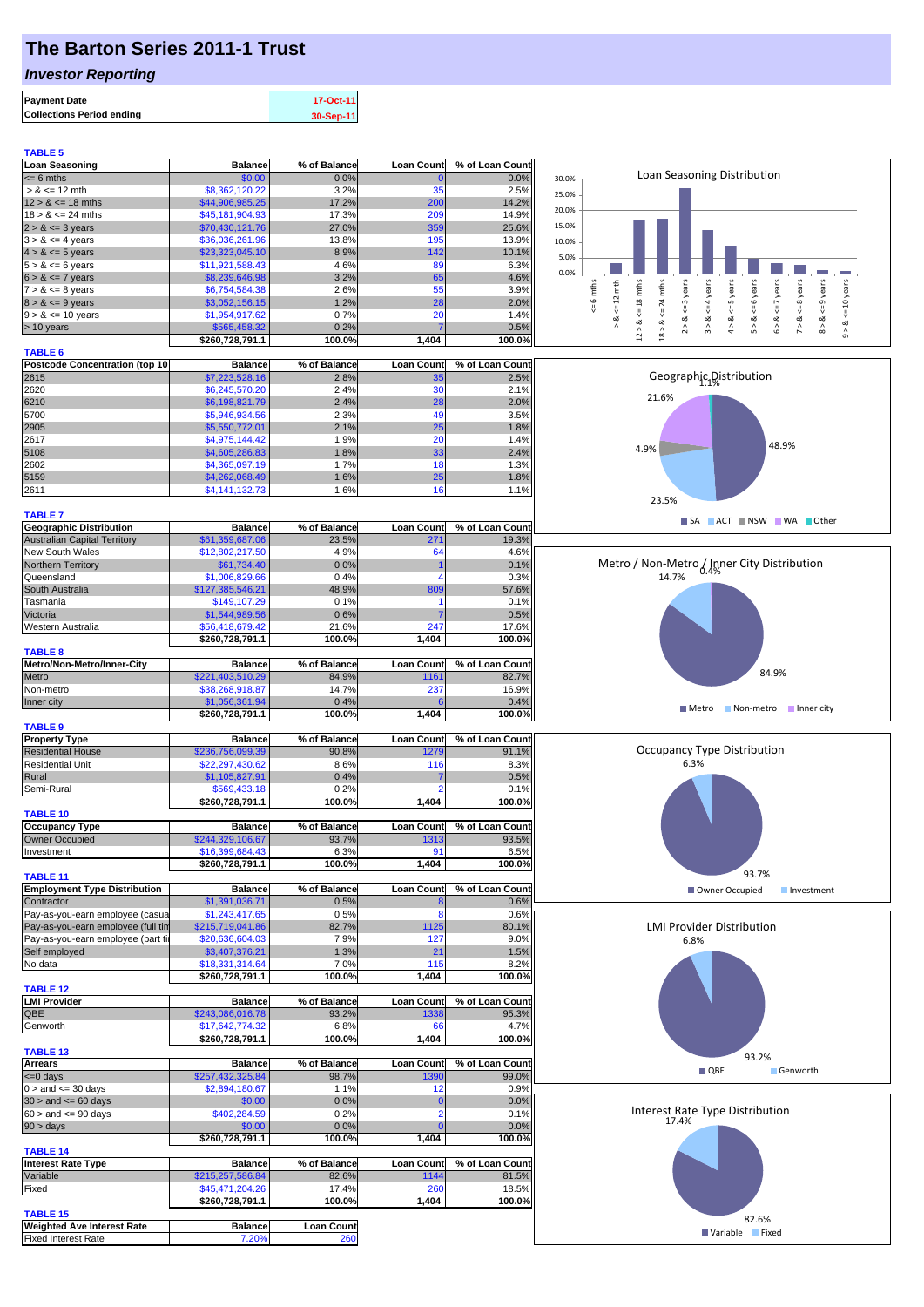# The Barton Series 2011-1 Trust

## *Investor Reporting*

| | |
|---|---|
| **Payment Date** | **17-Oct-11** |
| **Collections Period ending** | **30-Sep-11** |

**TABLE 5**

| Loan Seasoning | Balance | % of Balance | Loan Count | % of Loan Count |
|---|---|---|---|---|
| <= 6 mths | $0.00 | 0.0% | 0 | 0.0% |
| > & <= 12 mth | $8,362,120.22 | 3.2% | 35 | 2.5% |
| 12 > & <= 18 mths | $44,906,985.25 | 17.2% | 200 | 14.2% |
| 18 > & <= 24 mths | $45,181,904.93 | 17.3% | 209 | 14.9% |
| 2 > & <= 3 years | $70,430,121.76 | 27.0% | 359 | 25.6% |
| 3 > & <= 4 years | $36,036,261.96 | 13.8% | 195 | 13.9% |
| 4 > & <= 5 years | $23,323,045.10 | 8.9% | 142 | 10.1% |
| 5 > & <= 6 years | $11,921,588.43 | 4.6% | 89 | 6.3% |
| 6 > & <= 7 years | $8,239,646.98 | 3.2% | 65 | 4.6% |
| 7 > & <= 8 years | $6,754,584.38 | 2.6% | 55 | 3.9% |
| 8 > & <= 9 years | $3,052,156.15 | 1.2% | 28 | 2.0% |
| 9 > & <= 10 years | $1,954,917.62 | 0.7% | 20 | 1.4% |
| > 10 years | $565,458.32 | 0.2% | 7 | 0.5% |
| | $260,728,791.1 | 100.0% | 1,404 | 100.0% |

Loan Seasoning Distribution
30.0%
25.0%
20.0%
15.0%
10.0%
5.0%
0.0%
<= 6 mths
> & <= 12 mth
12 > & <= 18 mths
18 > & <= 24 mths
2 > & <= 3 years
3 > & <= 4 years
4 > & <= 5 years
5 > & <= 6 years
6 > & <= 7 years
7 > & <= 8 years
8 > & <= 9 years
9 > & <= 10 years

**TABLE 6**

| Postcode Concentration (top 10) | Balance | % of Balance | Loan Count | % of Loan Count |
|---|---|---|---|---|
| 2615 | $7,223,528.16 | 2.8% | 35 | 2.5% |
| 2620 | $6,245,570.20 | 2.4% | 30 | 2.1% |
| 6210 | $6,198,821.79 | 2.4% | 28 | 2.0% |
| 5700 | $5,946,934.56 | 2.3% | 49 | 3.5% |
| 2905 | $5,550,772.01 | 2.1% | 25 | 1.8% |
| 2617 | $4,975,144.42 | 1.9% | 20 | 1.4% |
| 5108 | $4,605,286.83 | 1.8% | 33 | 2.4% |
| 2602 | $4,365,097.19 | 1.7% | 18 | 1.3% |
| 5159 | $4,262,068.49 | 1.6% | 25 | 1.8% |
| 2611 | $4,141,132.73 | 1.6% | 16 | 1.1% |

Geographic Distribution
1.1%
21.6%
48.9%
4.9%
23.5%
SA ACT NSW WA Other

**TABLE 7**

| Geographic Distribution | Balance | % of Balance | Loan Count | % of Loan Count |
|---|---|---|---|---|
| Australian Capital Territory | $61,359,687.06 | 23.5% | 271 | 19.3% |
| New South Wales | $12,802,217.50 | 4.9% | 64 | 4.6% |
| Northern Territory | $61,734.40 | 0.0% | 1 | 0.1% |
| Queensland | $1,006,829.66 | 0.4% | 4 | 0.3% |
| South Australia | $127,385,546.21 | 48.9% | 809 | 57.6% |
| Tasmania | $149,107.29 | 0.1% | 1 | 0.1% |
| Victoria | $1,544,989.56 | 0.6% | 7 | 0.5% |
| Western Australia | $56,418,679.42 | 21.6% | 247 | 17.6% |
| | $260,728,791.1 | 100.0% | 1,404 | 100.0% |

Metro / Non-Metro / Inner City Distribution
14.7%
0.4%
84.9%
Metro Non-metro Inner city

**TABLE 8**

| Metro/Non-Metro/Inner-City | Balance | % of Balance | Loan Count | % of Loan Count |
|---|---|---|---|---|
| Metro | $221,403,510.29 | 84.9% | 1161 | 82.7% |
| Non-metro | $38,268,918.87 | 14.7% | 237 | 16.9% |
| Inner city | $1,056,361.94 | 0.4% | 6 | 0.4% |
| | $260,728,791.1 | 100.0% | 1,404 | 100.0% |

**TABLE 9**

| Property Type | Balance | % of Balance | Loan Count | % of Loan Count |
|---|---|---|---|---|
| Residential House | $236,756,099.39 | 90.8% | 1279 | 91.1% |
| Residential Unit | $22,297,430.62 | 8.6% | 116 | 8.3% |
| Rural | $1,105,827.91 | 0.4% | 7 | 0.5% |
| Semi-Rural | $569,433.18 | 0.2% | 2 | 0.1% |
| | $260,728,791.1 | 100.0% | 1,404 | 100.0% |

Occupancy Type Distribution
6.3%
93.7%
Owner Occupied Investment

**TABLE 10**

| Occupancy Type | Balance | % of Balance | Loan Count | % of Loan Count |
|---|---|---|---|---|
| Owner Occupied | $244,329,106.67 | 93.7% | 1313 | 93.5% |
| Investment | $16,399,684.43 | 6.3% | 91 | 6.5% |
| | $260,728,791.1 | 100.0% | 1,404 | 100.0% |

**TABLE 11**

| Employment Type Distribution | Balance | % of Balance | Loan Count | % of Loan Count |
|---|---|---|---|---|
| Contractor | $1,391,036.71 | 0.5% | 8 | 0.6% |
| Pay-as-you-earn employee (casua | $1,243,417.65 | 0.5% | 8 | 0.6% |
| Pay-as-you-earn employee (full tim | $215,719,041.86 | 82.7% | 1125 | 80.1% |
| Pay-as-you-earn employee (part ti | $20,636,604.03 | 7.9% | 127 | 9.0% |
| Self employed | $3,407,376.21 | 1.3% | 21 | 1.5% |
| No data | $18,331,314.64 | 7.0% | 115 | 8.2% |
| | $260,728,791.1 | 100.0% | 1,404 | 100.0% |

LMI Provider Distribution
6.8%
93.2%
QBE Genworth

**TABLE 12**

| LMI Provider | Balance | % of Balance | Loan Count | % of Loan Count |
|---|---|---|---|---|
| QBE | $243,086,016.78 | 93.2% | 1338 | 95.3% |
| Genworth | $17,642,774.32 | 6.8% | 66 | 4.7% |
| | $260,728,791.1 | 100.0% | 1,404 | 100.0% |

**TABLE 13**

| Arrears | Balance | % of Balance | Loan Count | % of Loan Count |
|---|---|---|---|---|
| <=0 days | $257,432,325.84 | 98.7% | 1390 | 99.0% |
| 0 > and <= 30 days | $2,894,180.67 | 1.1% | 12 | 0.9% |
| 30 > and <= 60 days | $0.00 | 0.0% | 0 | 0.0% |
| 60 > and <= 90 days | $402,284.59 | 0.2% | 2 | 0.1% |
| 90 > days | $0.00 | 0.0% | 0 | 0.0% |
| | $260,728,791.1 | 100.0% | 1,404 | 100.0% |

Interest Rate Type Distribution
17.4%
82.6%
Variable Fixed

**TABLE 14**

| Interest Rate Type | Balance | % of Balance | Loan Count | % of Loan Count |
|---|---|---|---|---|
| Variable | $215,257,586.84 | 82.6% | 1144 | 81.5% |
| Fixed | $45,471,204.26 | 17.4% | 260 | 18.5% |
| | $260,728,791.1 | 100.0% | 1,404 | 100.0% |

**TABLE 15**

| Weighted Ave Interest Rate | Balance | Loan Count |
|---|---|---|
| Fixed Interest Rate | 7.20% | 260 |